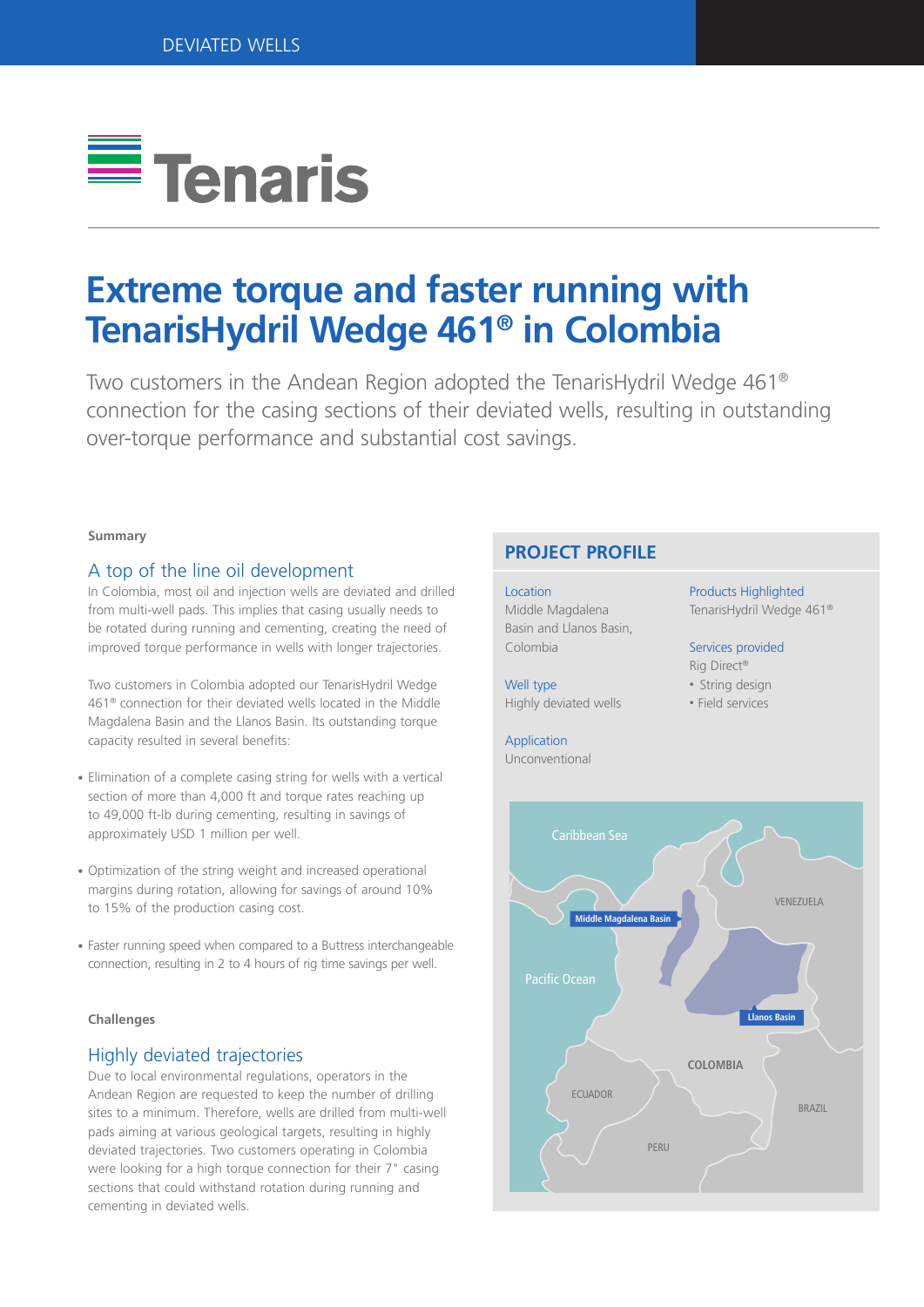# Extreme torque and faster running with TenarisHydril Wedge 461® in Colombia

Two customers in the Andean Region adopted the TenarisHydril Wedge 461® connection for the casing sections of their deviated wells, resulting in outstanding over-torque performance and substantial cost savings.

**Summary**

## A top of the line oil development

In Colombia, most oil and injection wells are deviated and drilled from multi-well pads. This implies that casing usually needs to be rotated during running and cementing, creating the need of improved torque performance in wells with longer trajectories.

Two customers in Colombia adopted our TenarisHydril Wedge 461® connection for their deviated wells located in the Middle Magdalena Basin and the Llanos Basin. Its outstanding torque capacity resulted in several benefits:

- Elimination of a complete casing string for wells with a vertical section of more than 4,000 ft and torque rates reaching up to 49,000 ft-lb during cementing, resulting in savings of approximately USD 1 million per well.
- Optimization of the string weight and increased operational margins during rotation, allowing for savings of around 10% to 15% of the production casing cost.
- Faster running speed when compared to a Buttress interchangeable connection, resulting in 2 to 4 hours of rig time savings per well.

**Challenges**

## Highly deviated trajectories

Due to local environmental regulations, operators in the Andean Region are requested to keep the number of drilling sites to a minimum. Therefore, wells are drilled from multi-well pads aiming at various geological targets, resulting in highly deviated trajectories. Two customers operating in Colombia were looking for a high torque connection for their 7" casing sections that could withstand rotation during running and cementing in deviated wells.

## PROJECT PROFILE

**Location**
Middle Magdalena Basin and Llanos Basin, Colombia

**Well type**
Highly deviated wells

**Application**
Unconventional

**Products Highlighted**
TenarisHydril Wedge 461®

**Services provided**
Rig Direct®
- String design
- Field services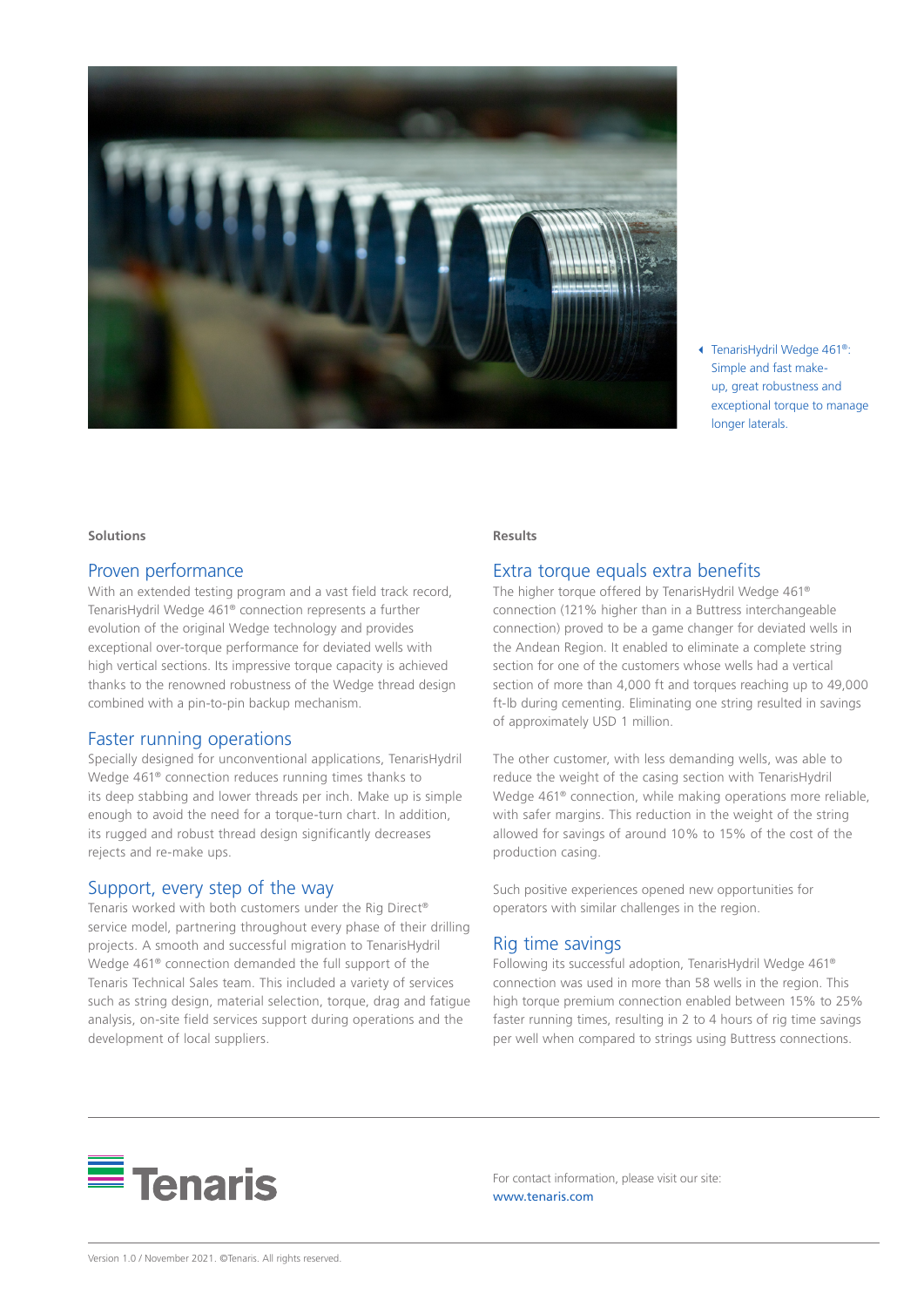TenarisHydril Wedge 461®: Simple and fast make-up, great robustness and exceptional torque to manage longer laterals.

**Solutions**

## Proven performance

With an extended testing program and a vast field track record, TenarisHydril Wedge 461® connection represents a further evolution of the original Wedge technology and provides exceptional over-torque performance for deviated wells with high vertical sections. Its impressive torque capacity is achieved thanks to the renowned robustness of the Wedge thread design combined with a pin-to-pin backup mechanism.

## Faster running operations

Specially designed for unconventional applications, TenarisHydril Wedge 461® connection reduces running times thanks to its deep stabbing and lower threads per inch. Make up is simple enough to avoid the need for a torque-turn chart. In addition, its rugged and robust thread design significantly decreases rejects and re-make ups.

## Support, every step of the way

Tenaris worked with both customers under the Rig Direct® service model, partnering throughout every phase of their drilling projects. A smooth and successful migration to TenarisHydril Wedge 461® connection demanded the full support of the Tenaris Technical Sales team. This included a variety of services such as string design, material selection, torque, drag and fatigue analysis, on-site field services support during operations and the development of local suppliers.

**Results**

## Extra torque equals extra benefits

The higher torque offered by TenarisHydril Wedge 461® connection (121% higher than in a Buttress interchangeable connection) proved to be a game changer for deviated wells in the Andean Region. It enabled to eliminate a complete string section for one of the customers whose wells had a vertical section of more than 4,000 ft and torques reaching up to 49,000 ft-lb during cementing. Eliminating one string resulted in savings of approximately USD 1 million.

The other customer, with less demanding wells, was able to reduce the weight of the casing section with TenarisHydril Wedge 461® connection, while making operations more reliable, with safer margins. This reduction in the weight of the string allowed for savings of around 10% to 15% of the cost of the production casing.

Such positive experiences opened new opportunities for operators with similar challenges in the region.

## Rig time savings

Following its successful adoption, TenarisHydril Wedge 461® connection was used in more than 58 wells in the region. This high torque premium connection enabled between 15% to 25% faster running times, resulting in 2 to 4 hours of rig time savings per well when compared to strings using Buttress connections.

Tenaris

For contact information, please visit our site:
www.tenaris.com

Version 1.0 / November 2021. ©Tenaris. All rights reserved.